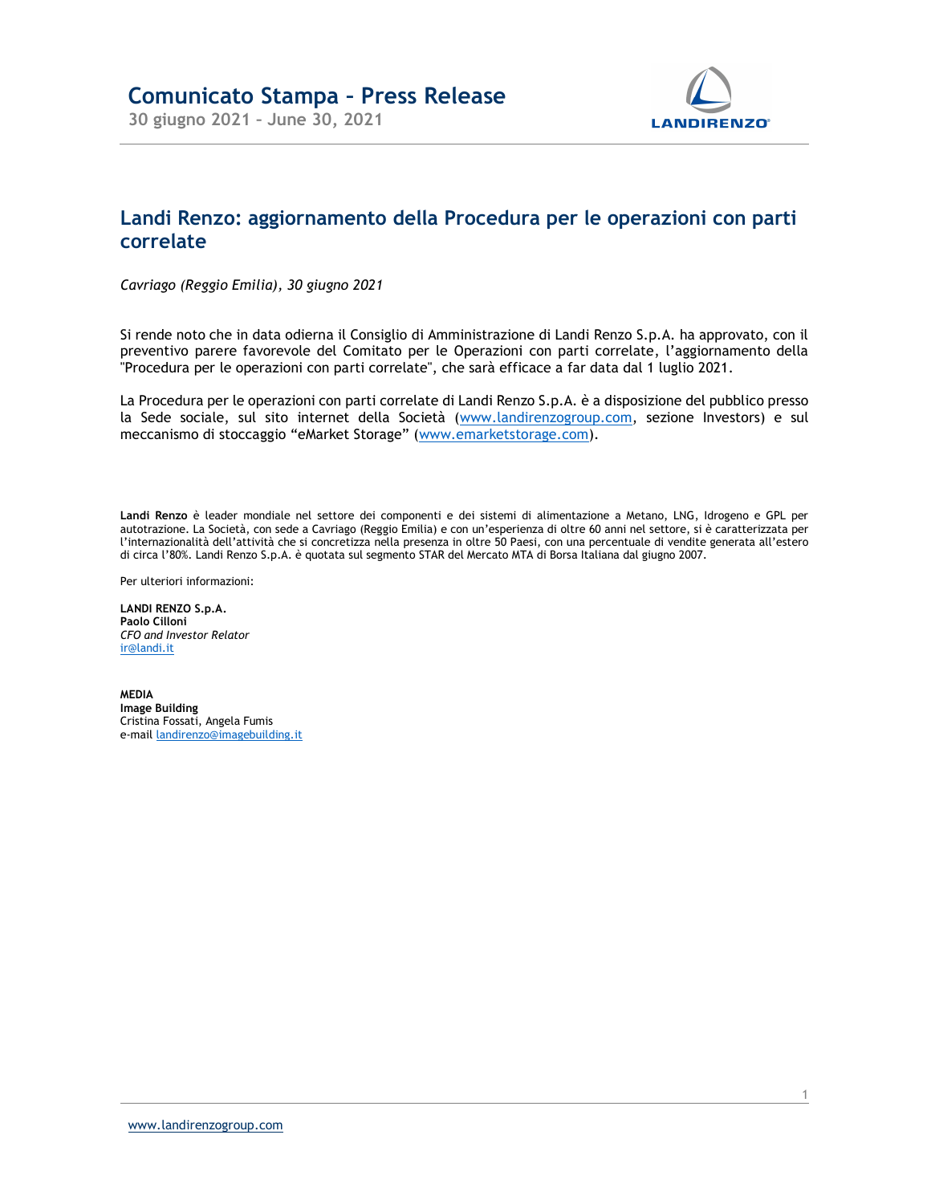# Comunicato Stampa – Press Release

**30 giugno 2021 – June 30, 2021**

## Landi Renzo: aggiornamento della Procedura per le operazioni con parti correlate

*Cavriago (Reggio Emilia), 30 giugno 2021*

Si rende noto che in data odierna il Consiglio di Amministrazione di Landi Renzo S.p.A. ha approvato, con il preventivo parere favorevole del Comitato per le Operazioni con parti correlate, l'aggiornamento della "Procedura per le operazioni con parti correlate", che sarà efficace a far data dal 1 luglio 2021.

La Procedura per le operazioni con parti correlate di Landi Renzo S.p.A. è a disposizione del pubblico presso la Sede sociale, sul sito internet della Società (www.landirenzogroup.com, sezione Investors) e sul meccanismo di stoccaggio "eMarket Storage" (www.emarketstorage.com).

**Landi Renzo** è leader mondiale nel settore dei componenti e dei sistemi di alimentazione a Metano, LNG, Idrogeno e GPL per autotrazione. La Società, con sede a Cavriago (Reggio Emilia) e con un'esperienza di oltre 60 anni nel settore, si è caratterizzata per l'internazionalità dell'attività che si concretizza nella presenza in oltre 50 Paesi, con una percentuale di vendite generata all'estero di circa l'80%. Landi Renzo S.p.A. è quotata sul segmento STAR del Mercato MTA di Borsa Italiana dal giugno 2007.

Per ulteriori informazioni:

**LANDI RENZO S.p.A.**
**Paolo Cilloni**
*CFO and Investor Relator*
ir@landi.it

**MEDIA**
**Image Building**
Cristina Fossati, Angela Fumis
e-mail landirenzo@imagebuilding.it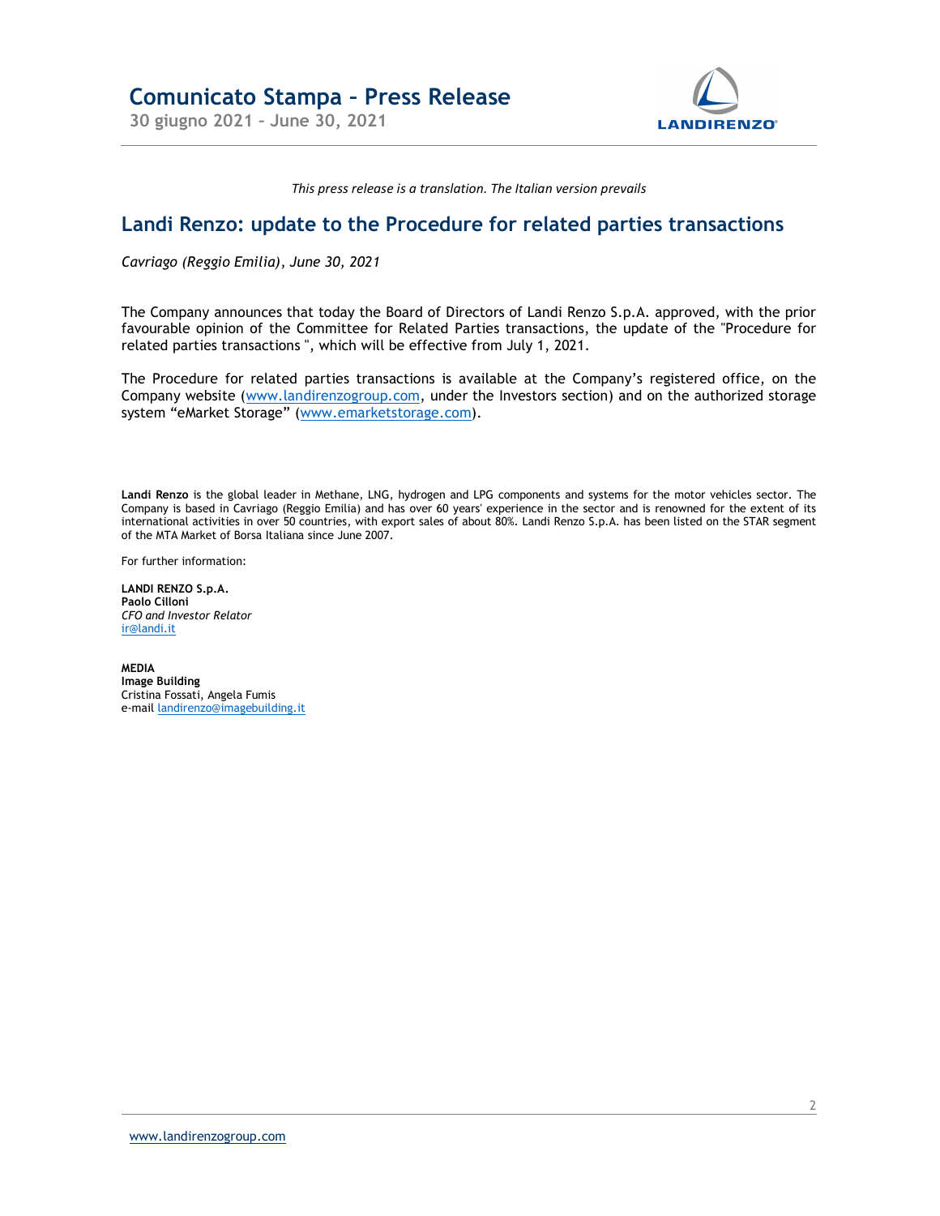*This press release is a translation. The Italian version prevails*

## Landi Renzo: update to the Procedure for related parties transactions

*Cavriago (Reggio Emilia), June 30, 2021*

The Company announces that today the Board of Directors of Landi Renzo S.p.A. approved, with the prior favourable opinion of the Committee for Related Parties transactions, the update of the "Procedure for related parties transactions ", which will be effective from July 1, 2021.

The Procedure for related parties transactions is available at the Company's registered office, on the Company website (www.landirenzogroup.com, under the Investors section) and on the authorized storage system "eMarket Storage" (www.emarketstorage.com).

**Landi Renzo** is the global leader in Methane, LNG, hydrogen and LPG components and systems for the motor vehicles sector. The Company is based in Cavriago (Reggio Emilia) and has over 60 years' experience in the sector and is renowned for the extent of its international activities in over 50 countries, with export sales of about 80%. Landi Renzo S.p.A. has been listed on the STAR segment of the MTA Market of Borsa Italiana since June 2007.

For further information:

**LANDI RENZO S.p.A.**
**Paolo Cilloni**
*CFO and Investor Relator*
ir@landi.it

**MEDIA**
**Image Building**
Cristina Fossati, Angela Fumis
e-mail landirenzo@imagebuilding.it